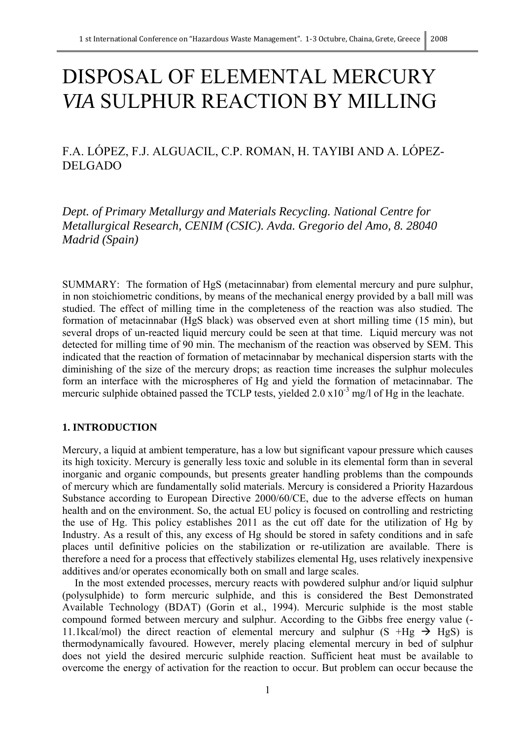# DISPOSAL OF ELEMENTAL MERCURY *VIA* SULPHUR REACTION BY MILLING

F.A. LÓPEZ, F.J. ALGUACIL, C.P. ROMAN, H. TAYIBI AND A. LÓPEZ-DELGADO

*Dept. of Primary Metallurgy and Materials Recycling. National Centre for Metallurgical Research, CENIM (CSIC). Avda. Gregorio del Amo, 8. 28040 Madrid (Spain)*

SUMMARY: The formation of HgS (metacinnabar) from elemental mercury and pure sulphur, in non stoichiometric conditions, by means of the mechanical energy provided by a ball mill was studied. The effect of milling time in the completeness of the reaction was also studied. The formation of metacinnabar (HgS black) was observed even at short milling time (15 min), but several drops of un-reacted liquid mercury could be seen at that time. Liquid mercury was not detected for milling time of 90 min. The mechanism of the reaction was observed by SEM. This indicated that the reaction of formation of metacinnabar by mechanical dispersion starts with the diminishing of the size of the mercury drops; as reaction time increases the sulphur molecules form an interface with the microspheres of Hg and yield the formation of metacinnabar. The mercuric sulphide obtained passed the TCLP tests, yielded $2.0 \times 10^{-3}$ mg/l of Hg in the leachate.

## 1. INTRODUCTION

Mercury, a liquid at ambient temperature, has a low but significant vapour pressure which causes its high toxicity. Mercury is generally less toxic and soluble in its elemental form than in several inorganic and organic compounds, but presents greater handling problems than the compounds of mercury which are fundamentally solid materials. Mercury is considered a Priority Hazardous Substance according to European Directive 2000/60/CE, due to the adverse effects on human health and on the environment. So, the actual EU policy is focused on controlling and restricting the use of Hg. This policy establishes 2011 as the cut off date for the utilization of Hg by Industry. As a result of this, any excess of Hg should be stored in safety conditions and in safe places until definitive policies on the stabilization or re-utilization are available. There is therefore a need for a process that effectively stabilizes elemental Hg, uses relatively inexpensive additives and/or operates economically both on small and large scales.

In the most extended processes, mercury reacts with powdered sulphur and/or liquid sulphur (polysulphide) to form mercuric sulphide, and this is considered the Best Demonstrated Available Technology (BDAT) (Gorin et al., 1994). Mercuric sulphide is the most stable compound formed between mercury and sulphur. According to the Gibbs free energy value (-11.1kcal/mol) the direct reaction of elemental mercury and sulphur ($S + Hg \rightarrow HgS$) is thermodynamically favoured. However, merely placing elemental mercury in bed of sulphur does not yield the desired mercuric sulphide reaction. Sufficient heat must be available to overcome the energy of activation for the reaction to occur. But problem can occur because the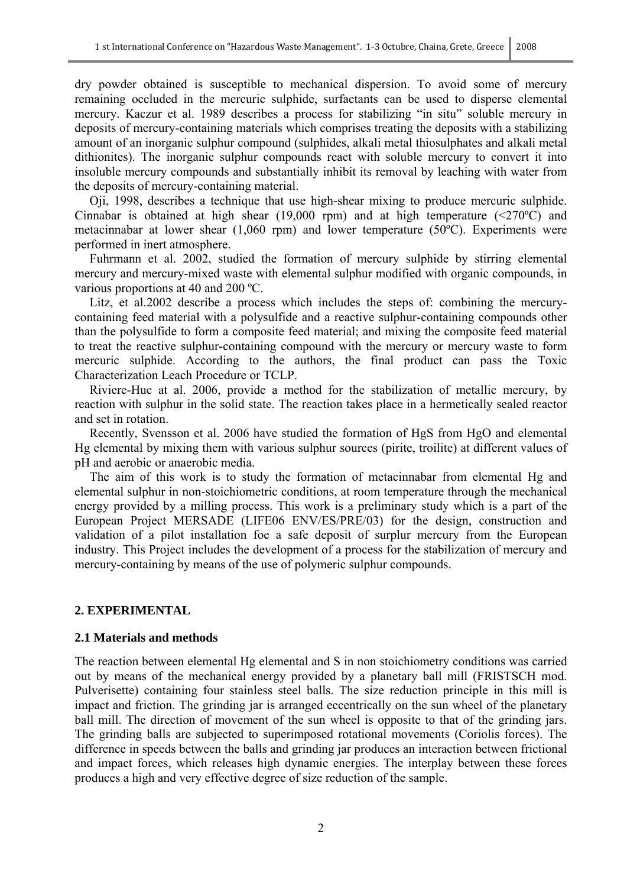dry powder obtained is susceptible to mechanical dispersion. To avoid some of mercury remaining occluded in the mercuric sulphide, surfactants can be used to disperse elemental mercury. Kaczur et al. 1989 describes a process for stabilizing "in situ" soluble mercury in deposits of mercury-containing materials which comprises treating the deposits with a stabilizing amount of an inorganic sulphur compound (sulphides, alkali metal thiosulphates and alkali metal dithionites). The inorganic sulphur compounds react with soluble mercury to convert it into insoluble mercury compounds and substantially inhibit its removal by leaching with water from the deposits of mercury-containing material.

Oji, 1998, describes a technique that use high-shear mixing to produce mercuric sulphide. Cinnabar is obtained at high shear (19,000 rpm) and at high temperature (<270ºC) and metacinnabar at lower shear (1,060 rpm) and lower temperature (50ºC). Experiments were performed in inert atmosphere.

Fuhrmann et al. 2002, studied the formation of mercury sulphide by stirring elemental mercury and mercury-mixed waste with elemental sulphur modified with organic compounds, in various proportions at 40 and 200 ºC.

Litz, et al.2002 describe a process which includes the steps of: combining the mercury-containing feed material with a polysulfide and a reactive sulphur-containing compounds other than the polysulfide to form a composite feed material; and mixing the composite feed material to treat the reactive sulphur-containing compound with the mercury or mercury waste to form mercuric sulphide. According to the authors, the final product can pass the Toxic Characterization Leach Procedure or TCLP.

Riviere-Huc at al. 2006, provide a method for the stabilization of metallic mercury, by reaction with sulphur in the solid state. The reaction takes place in a hermetically sealed reactor and set in rotation.

Recently, Svensson et al. 2006 have studied the formation of HgS from HgO and elemental Hg elemental by mixing them with various sulphur sources (pirite, troilite) at different values of pH and aerobic or anaerobic media.

The aim of this work is to study the formation of metacinnabar from elemental Hg and elemental sulphur in non-stoichiometric conditions, at room temperature through the mechanical energy provided by a milling process. This work is a preliminary study which is a part of the European Project MERSADE (LIFE06 ENV/ES/PRE/03) for the design, construction and validation of a pilot installation foe a safe deposit of surplur mercury from the European industry. This Project includes the development of a process for the stabilization of mercury and mercury-containing by means of the use of polymeric sulphur compounds.

## 2. EXPERIMENTAL

### 2.1 Materials and methods

The reaction between elemental Hg elemental and S in non stoichiometry conditions was carried out by means of the mechanical energy provided by a planetary ball mill (FRISTSCH mod. Pulverisette) containing four stainless steel balls. The size reduction principle in this mill is impact and friction. The grinding jar is arranged eccentrically on the sun wheel of the planetary ball mill. The direction of movement of the sun wheel is opposite to that of the grinding jars. The grinding balls are subjected to superimposed rotational movements (Coriolis forces). The difference in speeds between the balls and grinding jar produces an interaction between frictional and impact forces, which releases high dynamic energies. The interplay between these forces produces a high and very effective degree of size reduction of the sample.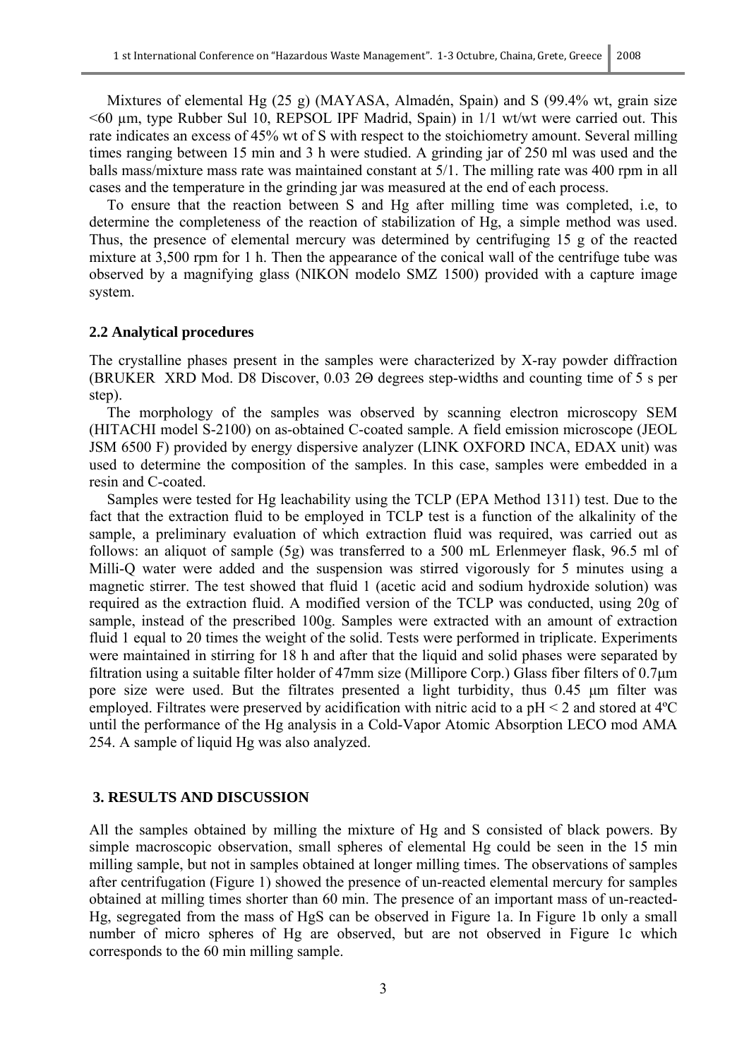Mixtures of elemental Hg (25 g) (MAYASA, Almadén, Spain) and S (99.4% wt, grain size <60 µm, type Rubber Sul 10, REPSOL IPF Madrid, Spain) in 1/1 wt/wt were carried out. This rate indicates an excess of 45% wt of S with respect to the stoichiometry amount. Several milling times ranging between 15 min and 3 h were studied. A grinding jar of 250 ml was used and the balls mass/mixture mass rate was maintained constant at 5/1. The milling rate was 400 rpm in all cases and the temperature in the grinding jar was measured at the end of each process.

To ensure that the reaction between S and Hg after milling time was completed, i.e, to determine the completeness of the reaction of stabilization of Hg, a simple method was used. Thus, the presence of elemental mercury was determined by centrifuging 15 g of the reacted mixture at 3,500 rpm for 1 h. Then the appearance of the conical wall of the centrifuge tube was observed by a magnifying glass (NIKON modelo SMZ 1500) provided with a capture image system.

### 2.2 Analytical procedures

The crystalline phases present in the samples were characterized by X-ray powder diffraction (BRUKER XRD Mod. D8 Discover, 0.03 2Θ degrees step-widths and counting time of 5 s per step).

The morphology of the samples was observed by scanning electron microscopy SEM (HITACHI model S-2100) on as-obtained C-coated sample. A field emission microscope (JEOL JSM 6500 F) provided by energy dispersive analyzer (LINK OXFORD INCA, EDAX unit) was used to determine the composition of the samples. In this case, samples were embedded in a resin and C-coated.

Samples were tested for Hg leachability using the TCLP (EPA Method 1311) test. Due to the fact that the extraction fluid to be employed in TCLP test is a function of the alkalinity of the sample, a preliminary evaluation of which extraction fluid was required, was carried out as follows: an aliquot of sample (5g) was transferred to a 500 mL Erlenmeyer flask, 96.5 ml of Milli-Q water were added and the suspension was stirred vigorously for 5 minutes using a magnetic stirrer. The test showed that fluid 1 (acetic acid and sodium hydroxide solution) was required as the extraction fluid. A modified version of the TCLP was conducted, using 20g of sample, instead of the prescribed 100g. Samples were extracted with an amount of extraction fluid 1 equal to 20 times the weight of the solid. Tests were performed in triplicate. Experiments were maintained in stirring for 18 h and after that the liquid and solid phases were separated by filtration using a suitable filter holder of 47mm size (Millipore Corp.) Glass fiber filters of 0.7µm pore size were used. But the filtrates presented a light turbidity, thus 0.45 µm filter was employed. Filtrates were preserved by acidification with nitric acid to a pH < 2 and stored at 4ºC until the performance of the Hg analysis in a Cold-Vapor Atomic Absorption LECO mod AMA 254. A sample of liquid Hg was also analyzed.

## 3. RESULTS AND DISCUSSION

All the samples obtained by milling the mixture of Hg and S consisted of black powers. By simple macroscopic observation, small spheres of elemental Hg could be seen in the 15 min milling sample, but not in samples obtained at longer milling times. The observations of samples after centrifugation (Figure 1) showed the presence of un-reacted elemental mercury for samples obtained at milling times shorter than 60 min. The presence of an important mass of un-reacted-Hg, segregated from the mass of HgS can be observed in Figure 1a. In Figure 1b only a small number of micro spheres of Hg are observed, but are not observed in Figure 1c which corresponds to the 60 min milling sample.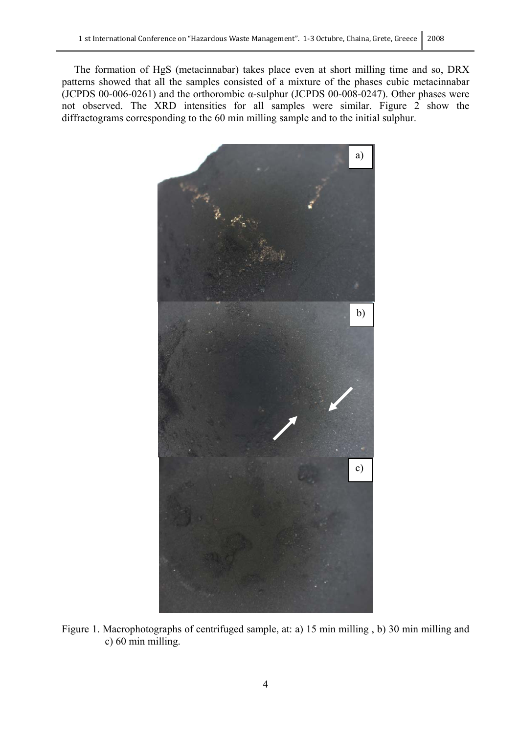The formation of HgS (metacinnabar) takes place even at short milling time and so, DRX patterns showed that all the samples consisted of a mixture of the phases cubic metacinnabar (JCPDS 00-006-0261) and the orthorombic α-sulphur (JCPDS 00-008-0247). Other phases were not observed. The XRD intensities for all samples were similar. Figure 2 show the diffractograms corresponding to the 60 min milling sample and to the initial sulphur.

Figure 1. Macrophotographs of centrifuged sample, at: a) 15 min milling , b) 30 min milling and c) 60 min milling.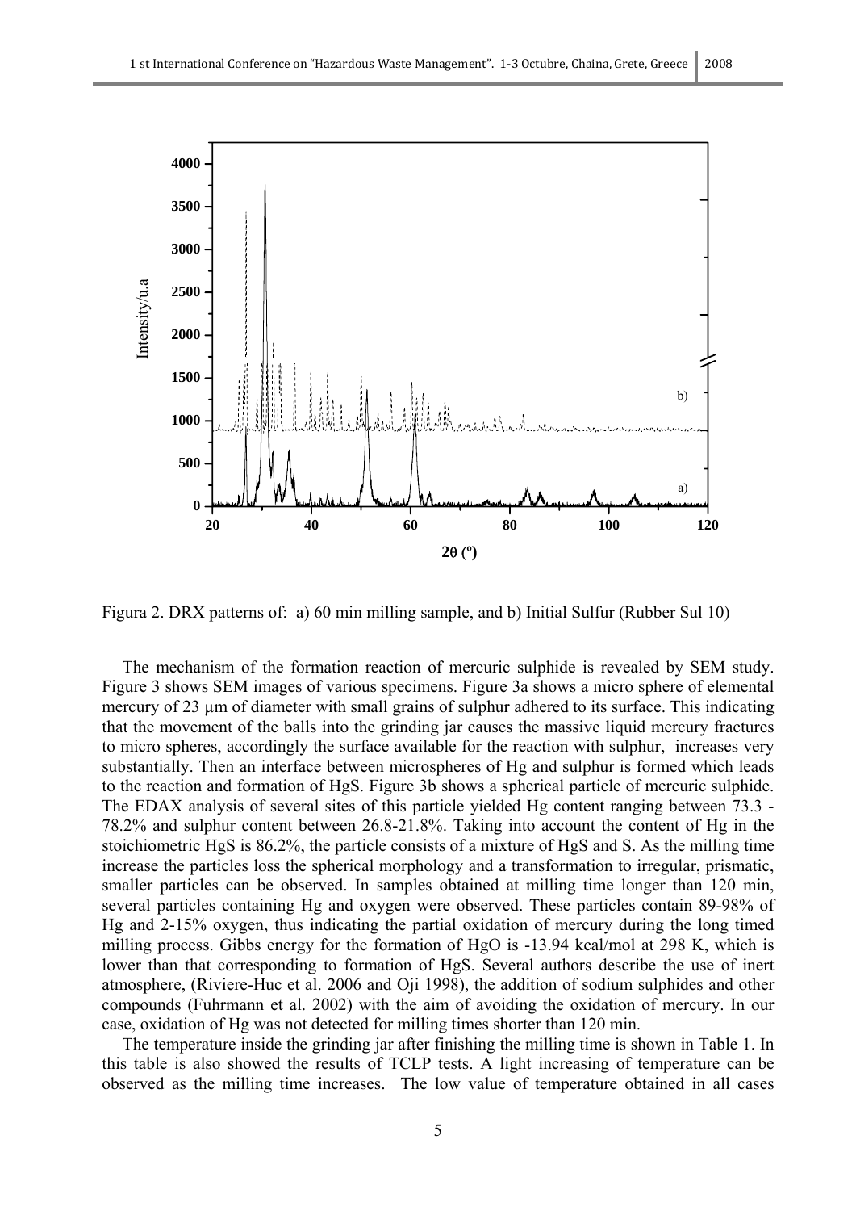Figura 2. DRX patterns of: a) 60 min milling sample, and b) Initial Sulfur (Rubber Sul 10)

The mechanism of the formation reaction of mercuric sulphide is revealed by SEM study. Figure 3 shows SEM images of various specimens. Figure 3a shows a micro sphere of elemental mercury of 23 µm of diameter with small grains of sulphur adhered to its surface. This indicating that the movement of the balls into the grinding jar causes the massive liquid mercury fractures to micro spheres, accordingly the surface available for the reaction with sulphur, increases very substantially. Then an interface between microspheres of Hg and sulphur is formed which leads to the reaction and formation of HgS. Figure 3b shows a spherical particle of mercuric sulphide. The EDAX analysis of several sites of this particle yielded Hg content ranging between 73.3 - 78.2% and sulphur content between 26.8-21.8%. Taking into account the content of Hg in the stoichiometric HgS is 86.2%, the particle consists of a mixture of HgS and S. As the milling time increase the particles loss the spherical morphology and a transformation to irregular, prismatic, smaller particles can be observed. In samples obtained at milling time longer than 120 min, several particles containing Hg and oxygen were observed. These particles contain 89-98% of Hg and 2-15% oxygen, thus indicating the partial oxidation of mercury during the long timed milling process. Gibbs energy for the formation of HgO is -13.94 kcal/mol at 298 K, which is lower than that corresponding to formation of HgS. Several authors describe the use of inert atmosphere, (Riviere-Huc et al. 2006 and Oji 1998), the addition of sodium sulphides and other compounds (Fuhrmann et al. 2002) with the aim of avoiding the oxidation of mercury. In our case, oxidation of Hg was not detected for milling times shorter than 120 min.

The temperature inside the grinding jar after finishing the milling time is shown in Table 1. In this table is also showed the results of TCLP tests. A light increasing of temperature can be observed as the milling time increases. The low value of temperature obtained in all cases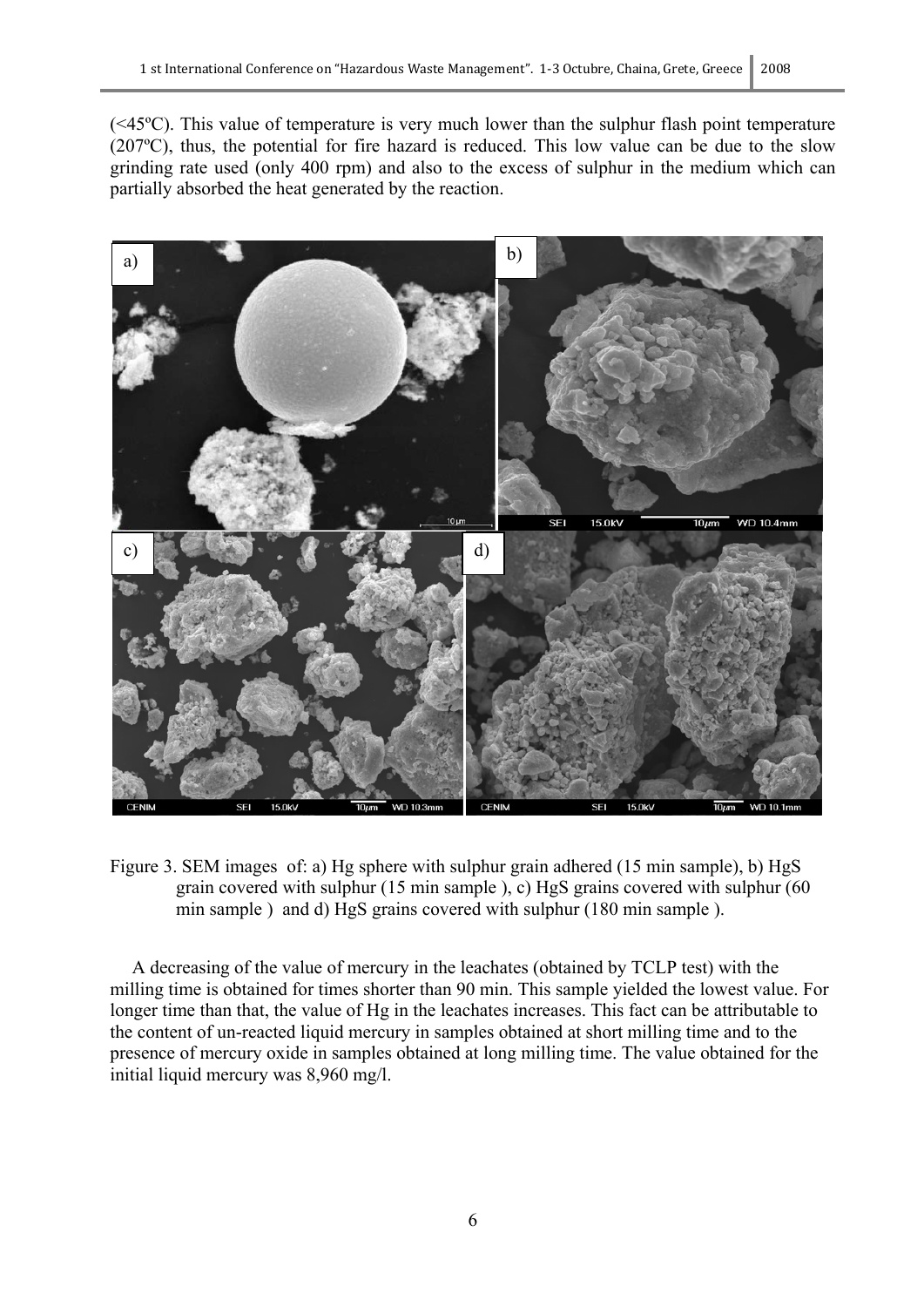(<45ºC). This value of temperature is very much lower than the sulphur flash point temperature (207ºC), thus, the potential for fire hazard is reduced. This low value can be due to the slow grinding rate used (only 400 rpm) and also to the excess of sulphur in the medium which can partially absorbed the heat generated by the reaction.

Figure 3. SEM images of: a) Hg sphere with sulphur grain adhered (15 min sample), b) HgS grain covered with sulphur (15 min sample ), c) HgS grains covered with sulphur (60 min sample ) and d) HgS grains covered with sulphur (180 min sample ).

A decreasing of the value of mercury in the leachates (obtained by TCLP test) with the milling time is obtained for times shorter than 90 min. This sample yielded the lowest value. For longer time than that, the value of Hg in the leachates increases. This fact can be attributable to the content of un-reacted liquid mercury in samples obtained at short milling time and to the presence of mercury oxide in samples obtained at long milling time. The value obtained for the initial liquid mercury was 8,960 mg/l.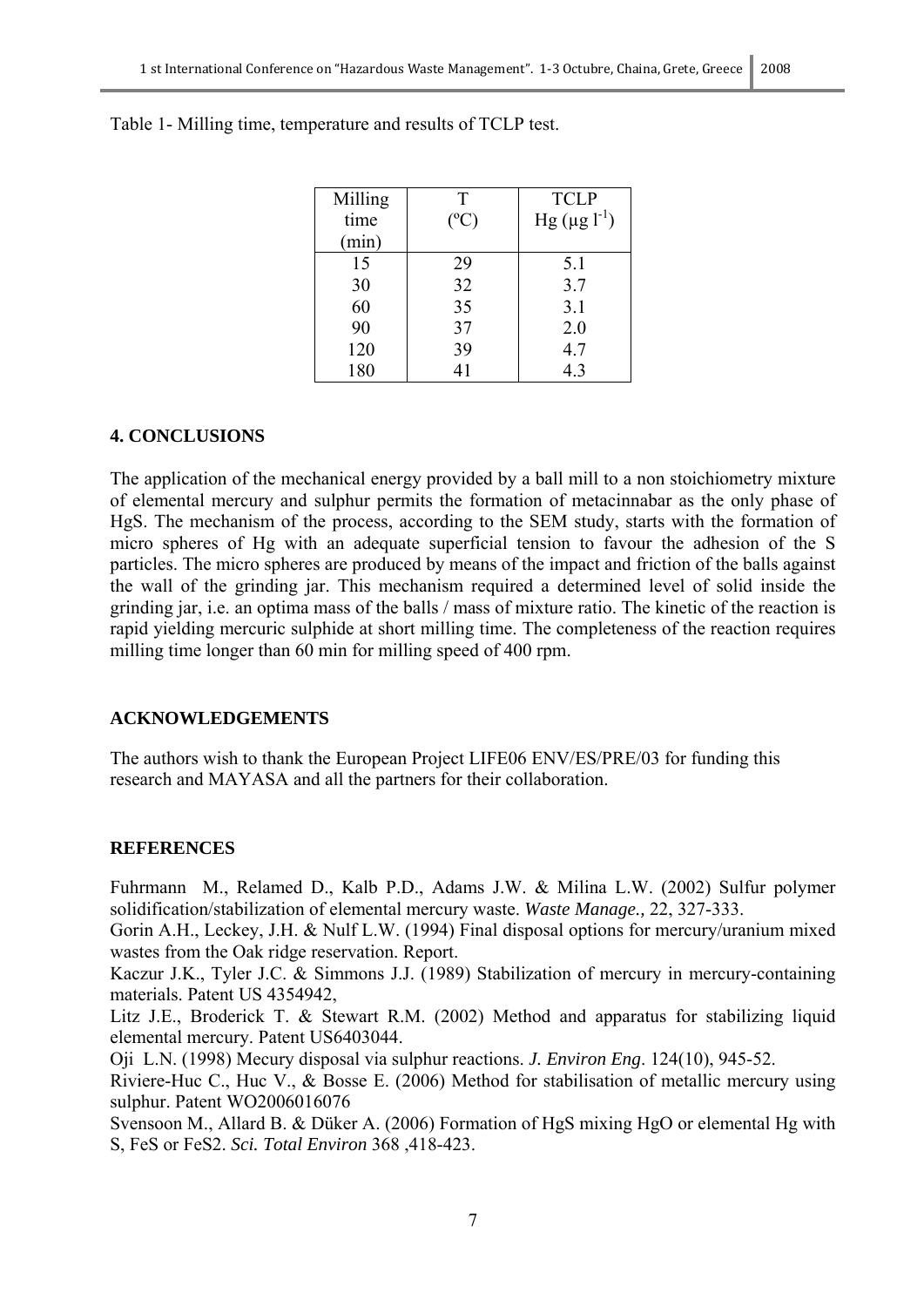Table 1- Milling time, temperature and results of TCLP test.

| Milling time (min) | T (ºC) | TCLP Hg (μg $l^{-1}$) |
|---|---|---|
| 15 | 29 | 5.1 |
| 30 | 32 | 3.7 |
| 60 | 35 | 3.1 |
| 90 | 37 | 2.0 |
| 120 | 39 | 4.7 |
| 180 | 41 | 4.3 |

## 4. CONCLUSIONS

The application of the mechanical energy provided by a ball mill to a non stoichiometry mixture of elemental mercury and sulphur permits the formation of metacinnabar as the only phase of HgS. The mechanism of the process, according to the SEM study, starts with the formation of micro spheres of Hg with an adequate superficial tension to favour the adhesion of the S particles. The micro spheres are produced by means of the impact and friction of the balls against the wall of the grinding jar. This mechanism required a determined level of solid inside the grinding jar, i.e. an optima mass of the balls / mass of mixture ratio. The kinetic of the reaction is rapid yielding mercuric sulphide at short milling time. The completeness of the reaction requires milling time longer than 60 min for milling speed of 400 rpm.

## ACKNOWLEDGEMENTS

The authors wish to thank the European Project LIFE06 ENV/ES/PRE/03 for funding this research and MAYASA and all the partners for their collaboration.

## REFERENCES

Fuhrmann M., Relamed D., Kalb P.D., Adams J.W. & Milina L.W. (2002) Sulfur polymer solidification/stabilization of elemental mercury waste. *Waste Manage.,* 22, 327-333.

Gorin A.H., Leckey, J.H. & Nulf L.W. (1994) Final disposal options for mercury/uranium mixed wastes from the Oak ridge reservation. Report.

Kaczur J.K., Tyler J.C. & Simmons J.J. (1989) Stabilization of mercury in mercury-containing materials. Patent US 4354942,

Litz J.E., Broderick T. & Stewart R.M. (2002) Method and apparatus for stabilizing liquid elemental mercury. Patent US6403044.

Oji L.N. (1998) Mecury disposal via sulphur reactions. *J. Environ Eng*. 124(10), 945-52.

Riviere-Huc C., Huc V., & Bosse E. (2006) Method for stabilisation of metallic mercury using sulphur. Patent WO2006016076

Svensoon M., Allard B. & Düker A. (2006) Formation of HgS mixing HgO or elemental Hg with S, FeS or FeS2. *Sci. Total Environ* 368 ,418-423.